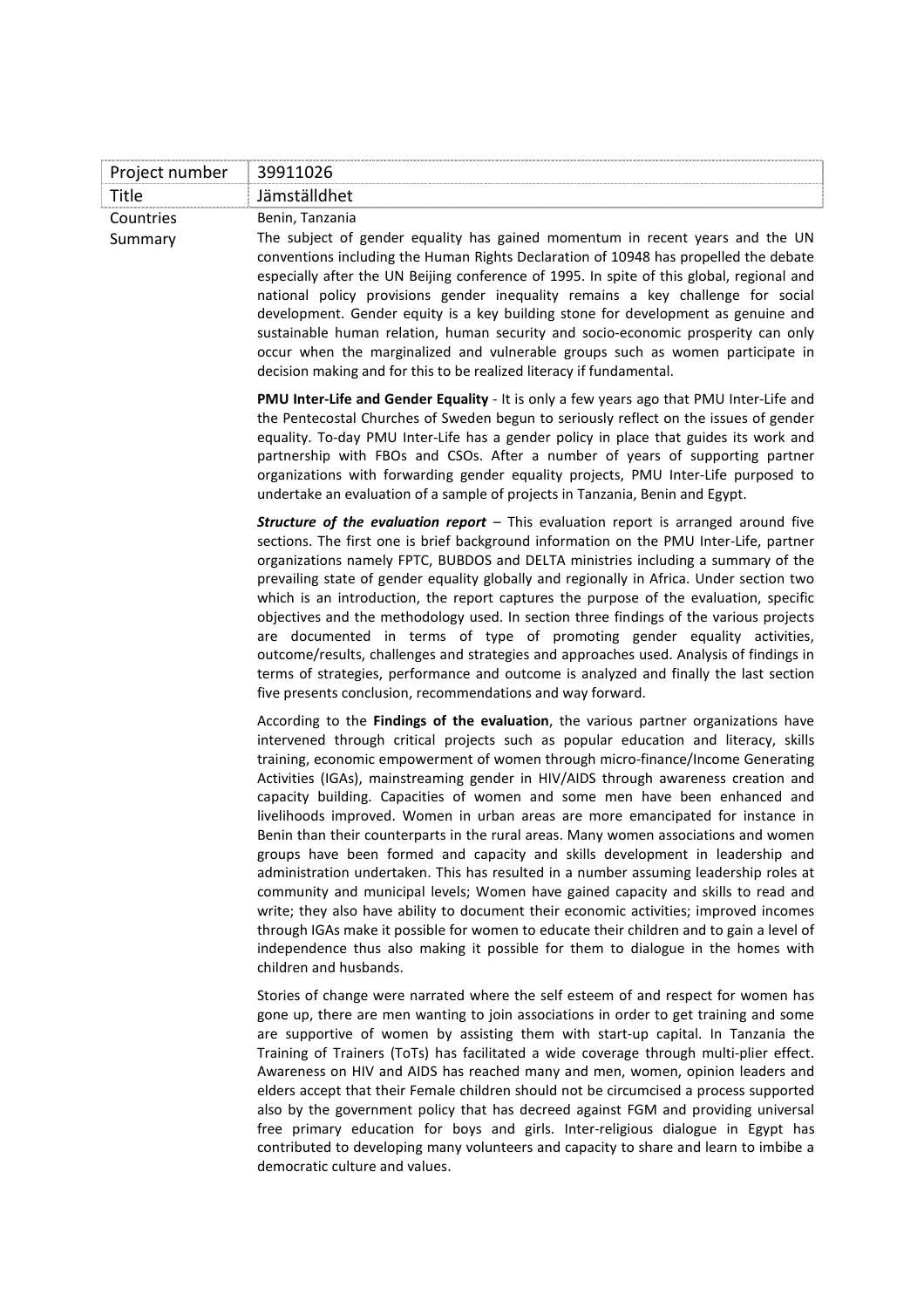| Project number | 39911026 |
| --- | --- |
| Title | Jämställdhet |

Countries: Benin, Tanzania

Summary

The subject of gender equality has gained momentum in recent years and the UN conventions including the Human Rights Declaration of 10948 has propelled the debate especially after the UN Beijing conference of 1995. In spite of this global, regional and national policy provisions gender inequality remains a key challenge for social development. Gender equity is a key building stone for development as genuine and sustainable human relation, human security and socio-economic prosperity can only occur when the marginalized and vulnerable groups such as women participate in decision making and for this to be realized literacy if fundamental.

**PMU Inter-Life and Gender Equality** - It is only a few years ago that PMU Inter-Life and the Pentecostal Churches of Sweden begun to seriously reflect on the issues of gender equality. To-day PMU Inter-Life has a gender policy in place that guides its work and partnership with FBOs and CSOs. After a number of years of supporting partner organizations with forwarding gender equality projects, PMU Inter-Life purposed to undertake an evaluation of a sample of projects in Tanzania, Benin and Egypt.

***Structure of the evaluation report*** – This evaluation report is arranged around five sections. The first one is brief background information on the PMU Inter-Life, partner organizations namely FPTC, BUBDOS and DELTA ministries including a summary of the prevailing state of gender equality globally and regionally in Africa. Under section two which is an introduction, the report captures the purpose of the evaluation, specific objectives and the methodology used. In section three findings of the various projects are documented in terms of type of promoting gender equality activities, outcome/results, challenges and strategies and approaches used. Analysis of findings in terms of strategies, performance and outcome is analyzed and finally the last section five presents conclusion, recommendations and way forward.

According to the **Findings of the evaluation**, the various partner organizations have intervened through critical projects such as popular education and literacy, skills training, economic empowerment of women through micro-finance/Income Generating Activities (IGAs), mainstreaming gender in HIV/AIDS through awareness creation and capacity building. Capacities of women and some men have been enhanced and livelihoods improved. Women in urban areas are more emancipated for instance in Benin than their counterparts in the rural areas. Many women associations and women groups have been formed and capacity and skills development in leadership and administration undertaken. This has resulted in a number assuming leadership roles at community and municipal levels; Women have gained capacity and skills to read and write; they also have ability to document their economic activities; improved incomes through IGAs make it possible for women to educate their children and to gain a level of independence thus also making it possible for them to dialogue in the homes with children and husbands.

Stories of change were narrated where the self esteem of and respect for women has gone up, there are men wanting to join associations in order to get training and some are supportive of women by assisting them with start-up capital. In Tanzania the Training of Trainers (ToTs) has facilitated a wide coverage through multi-plier effect. Awareness on HIV and AIDS has reached many and men, women, opinion leaders and elders accept that their Female children should not be circumcised a process supported also by the government policy that has decreed against FGM and providing universal free primary education for boys and girls. Inter-religious dialogue in Egypt has contributed to developing many volunteers and capacity to share and learn to imbibe a democratic culture and values.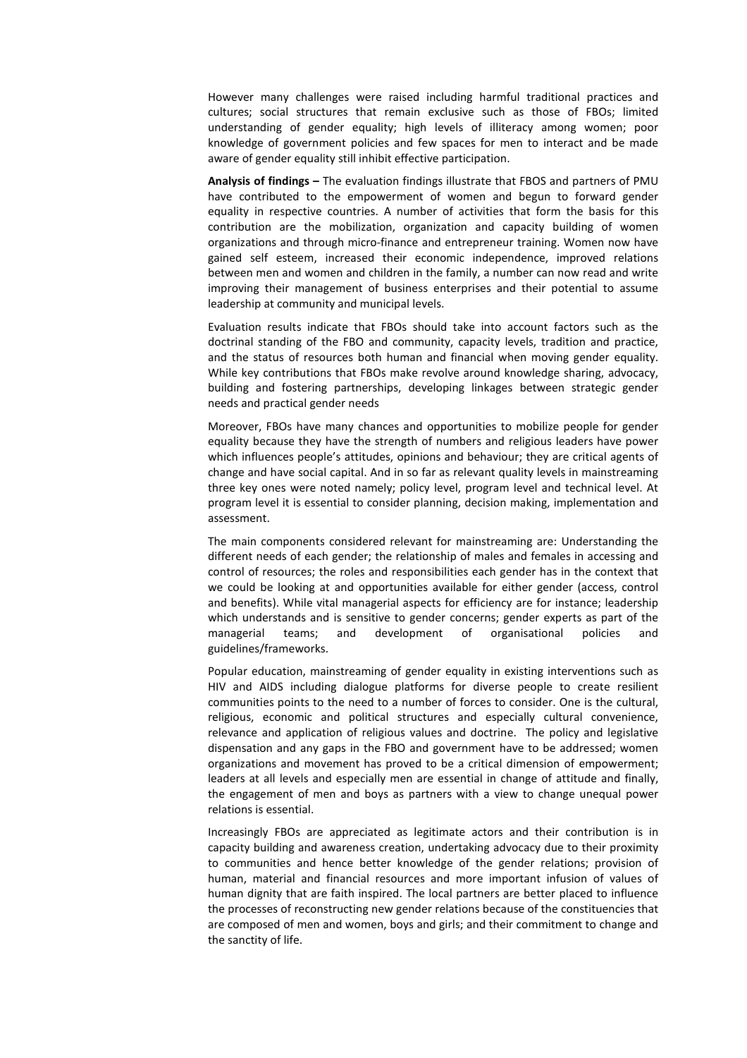However many challenges were raised including harmful traditional practices and cultures; social structures that remain exclusive such as those of FBOs; limited understanding of gender equality; high levels of illiteracy among women; poor knowledge of government policies and few spaces for men to interact and be made aware of gender equality still inhibit effective participation.

**Analysis of findings –** The evaluation findings illustrate that FBOS and partners of PMU have contributed to the empowerment of women and begun to forward gender equality in respective countries. A number of activities that form the basis for this contribution are the mobilization, organization and capacity building of women organizations and through micro-finance and entrepreneur training. Women now have gained self esteem, increased their economic independence, improved relations between men and women and children in the family, a number can now read and write improving their management of business enterprises and their potential to assume leadership at community and municipal levels.

Evaluation results indicate that FBOs should take into account factors such as the doctrinal standing of the FBO and community, capacity levels, tradition and practice, and the status of resources both human and financial when moving gender equality. While key contributions that FBOs make revolve around knowledge sharing, advocacy, building and fostering partnerships, developing linkages between strategic gender needs and practical gender needs

Moreover, FBOs have many chances and opportunities to mobilize people for gender equality because they have the strength of numbers and religious leaders have power which influences people's attitudes, opinions and behaviour; they are critical agents of change and have social capital. And in so far as relevant quality levels in mainstreaming three key ones were noted namely; policy level, program level and technical level. At program level it is essential to consider planning, decision making, implementation and assessment.

The main components considered relevant for mainstreaming are: Understanding the different needs of each gender; the relationship of males and females in accessing and control of resources; the roles and responsibilities each gender has in the context that we could be looking at and opportunities available for either gender (access, control and benefits). While vital managerial aspects for efficiency are for instance; leadership which understands and is sensitive to gender concerns; gender experts as part of the managerial teams; and development of organisational policies and guidelines/frameworks.

Popular education, mainstreaming of gender equality in existing interventions such as HIV and AIDS including dialogue platforms for diverse people to create resilient communities points to the need to a number of forces to consider. One is the cultural, religious, economic and political structures and especially cultural convenience, relevance and application of religious values and doctrine. The policy and legislative dispensation and any gaps in the FBO and government have to be addressed; women organizations and movement has proved to be a critical dimension of empowerment; leaders at all levels and especially men are essential in change of attitude and finally, the engagement of men and boys as partners with a view to change unequal power relations is essential.

Increasingly FBOs are appreciated as legitimate actors and their contribution is in capacity building and awareness creation, undertaking advocacy due to their proximity to communities and hence better knowledge of the gender relations; provision of human, material and financial resources and more important infusion of values of human dignity that are faith inspired. The local partners are better placed to influence the processes of reconstructing new gender relations because of the constituencies that are composed of men and women, boys and girls; and their commitment to change and the sanctity of life.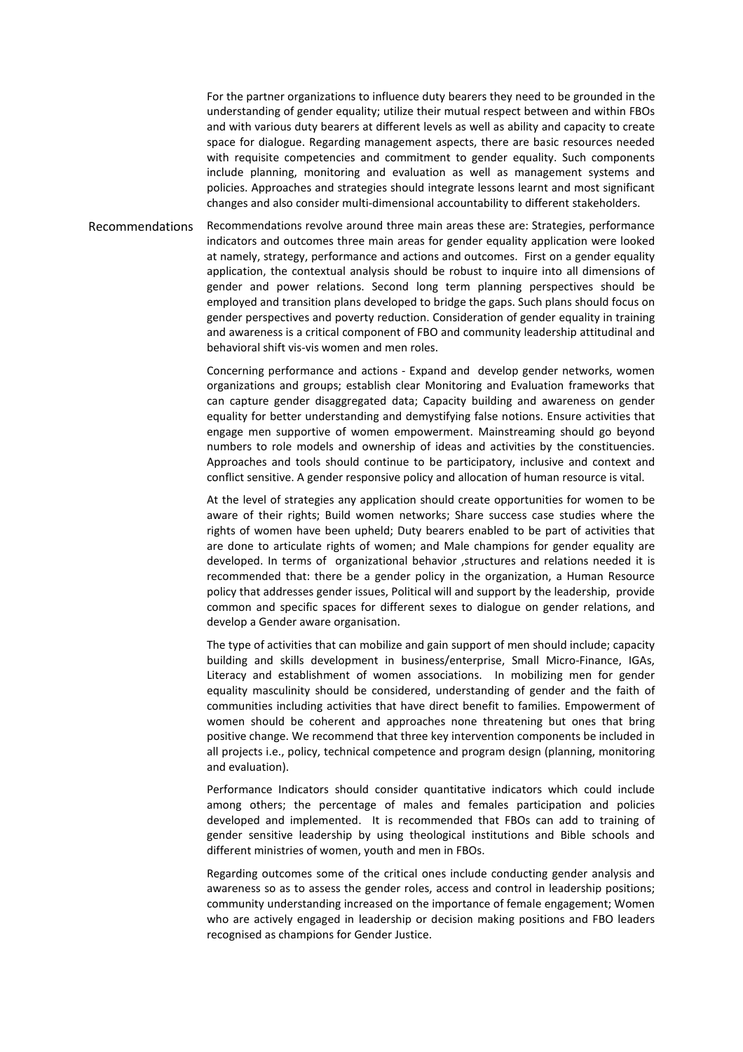For the partner organizations to influence duty bearers they need to be grounded in the understanding of gender equality; utilize their mutual respect between and within FBOs and with various duty bearers at different levels as well as ability and capacity to create space for dialogue. Regarding management aspects, there are basic resources needed with requisite competencies and commitment to gender equality. Such components include planning, monitoring and evaluation as well as management systems and policies. Approaches and strategies should integrate lessons learnt and most significant changes and also consider multi-dimensional accountability to different stakeholders.

## Recommendations

Recommendations revolve around three main areas these are: Strategies, performance indicators and outcomes three main areas for gender equality application were looked at namely, strategy, performance and actions and outcomes. First on a gender equality application, the contextual analysis should be robust to inquire into all dimensions of gender and power relations. Second long term planning perspectives should be employed and transition plans developed to bridge the gaps. Such plans should focus on gender perspectives and poverty reduction. Consideration of gender equality in training and awareness is a critical component of FBO and community leadership attitudinal and behavioral shift vis-vis women and men roles.

Concerning performance and actions - Expand and develop gender networks, women organizations and groups; establish clear Monitoring and Evaluation frameworks that can capture gender disaggregated data; Capacity building and awareness on gender equality for better understanding and demystifying false notions. Ensure activities that engage men supportive of women empowerment. Mainstreaming should go beyond numbers to role models and ownership of ideas and activities by the constituencies. Approaches and tools should continue to be participatory, inclusive and context and conflict sensitive. A gender responsive policy and allocation of human resource is vital.

At the level of strategies any application should create opportunities for women to be aware of their rights; Build women networks; Share success case studies where the rights of women have been upheld; Duty bearers enabled to be part of activities that are done to articulate rights of women; and Male champions for gender equality are developed. In terms of organizational behavior ,structures and relations needed it is recommended that: there be a gender policy in the organization, a Human Resource policy that addresses gender issues, Political will and support by the leadership, provide common and specific spaces for different sexes to dialogue on gender relations, and develop a Gender aware organisation.

The type of activities that can mobilize and gain support of men should include; capacity building and skills development in business/enterprise, Small Micro-Finance, IGAs, Literacy and establishment of women associations. In mobilizing men for gender equality masculinity should be considered, understanding of gender and the faith of communities including activities that have direct benefit to families. Empowerment of women should be coherent and approaches none threatening but ones that bring positive change. We recommend that three key intervention components be included in all projects i.e., policy, technical competence and program design (planning, monitoring and evaluation).

Performance Indicators should consider quantitative indicators which could include among others; the percentage of males and females participation and policies developed and implemented. It is recommended that FBOs can add to training of gender sensitive leadership by using theological institutions and Bible schools and different ministries of women, youth and men in FBOs.

Regarding outcomes some of the critical ones include conducting gender analysis and awareness so as to assess the gender roles, access and control in leadership positions; community understanding increased on the importance of female engagement; Women who are actively engaged in leadership or decision making positions and FBO leaders recognised as champions for Gender Justice.